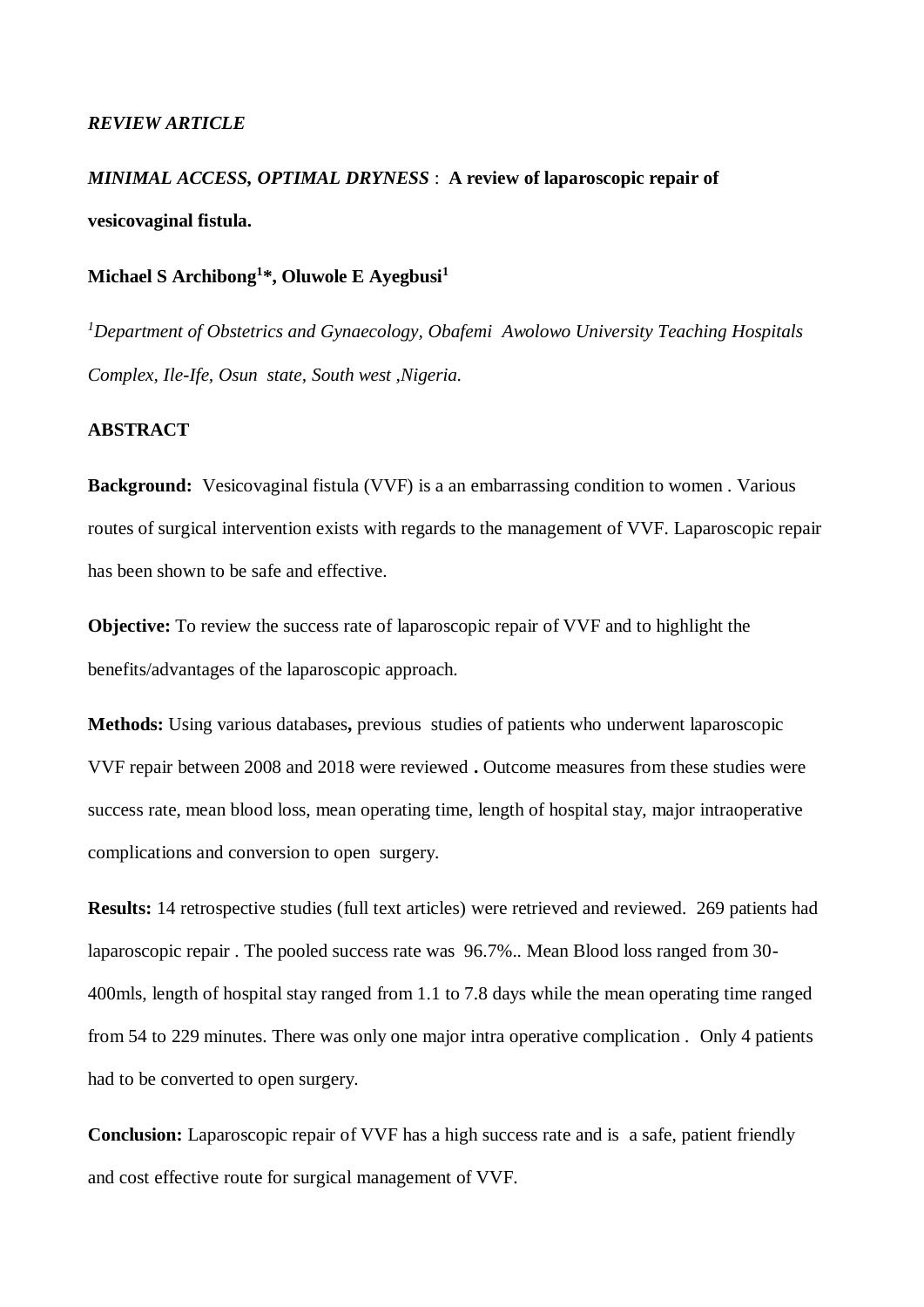*REVIEW ARTICLE*

# *MINIMAL ACCESS, OPTIMAL DRYNESS* : **A review of laparoscopic repair of vesicovaginal fistula.**

**Michael S Archibong[1]*, Oluwole E Ayegbusi[1]**

[1]*Department of Obstetrics and Gynaecology, Obafemi Awolowo University Teaching Hospitals Complex, Ile-Ife, Osun state, South west ,Nigeria.*

## ABSTRACT

**Background:** Vesicovaginal fistula (VVF) is a an embarrassing condition to women . Various routes of surgical intervention exists with regards to the management of VVF. Laparoscopic repair has been shown to be safe and effective.

**Objective:** To review the success rate of laparoscopic repair of VVF and to highlight the benefits/advantages of the laparoscopic approach.

**Methods:** Using various databases**,** previous studies of patients who underwent laparoscopic VVF repair between 2008 and 2018 were reviewed **.** Outcome measures from these studies were success rate, mean blood loss, mean operating time, length of hospital stay, major intraoperative complications and conversion to open surgery.

**Results:** 14 retrospective studies (full text articles) were retrieved and reviewed. 269 patients had laparoscopic repair . The pooled success rate was 96.7%.. Mean Blood loss ranged from 30-400mls, length of hospital stay ranged from 1.1 to 7.8 days while the mean operating time ranged from 54 to 229 minutes. There was only one major intra operative complication . Only 4 patients had to be converted to open surgery.

**Conclusion:** Laparoscopic repair of VVF has a high success rate and is a safe, patient friendly and cost effective route for surgical management of VVF.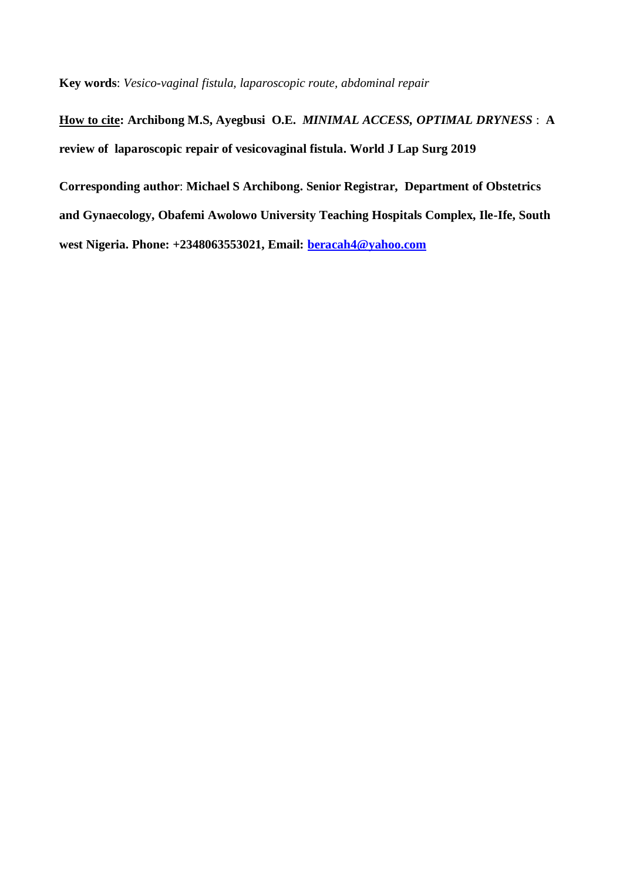**Key words**: *Vesico-vaginal fistula, laparoscopic route, abdominal repair*

**How to cite: Archibong M.S, Ayegbusi O.E.** ***MINIMAL ACCESS, OPTIMAL DRYNESS*** : **A review of laparoscopic repair of vesicovaginal fistula. World J Lap Surg 2019**

**Corresponding author**: **Michael S Archibong. Senior Registrar, Department of Obstetrics and Gynaecology, Obafemi Awolowo University Teaching Hospitals Complex, Ile-Ife, South west Nigeria. Phone: +2348063553021, Email: beracah4@yahoo.com**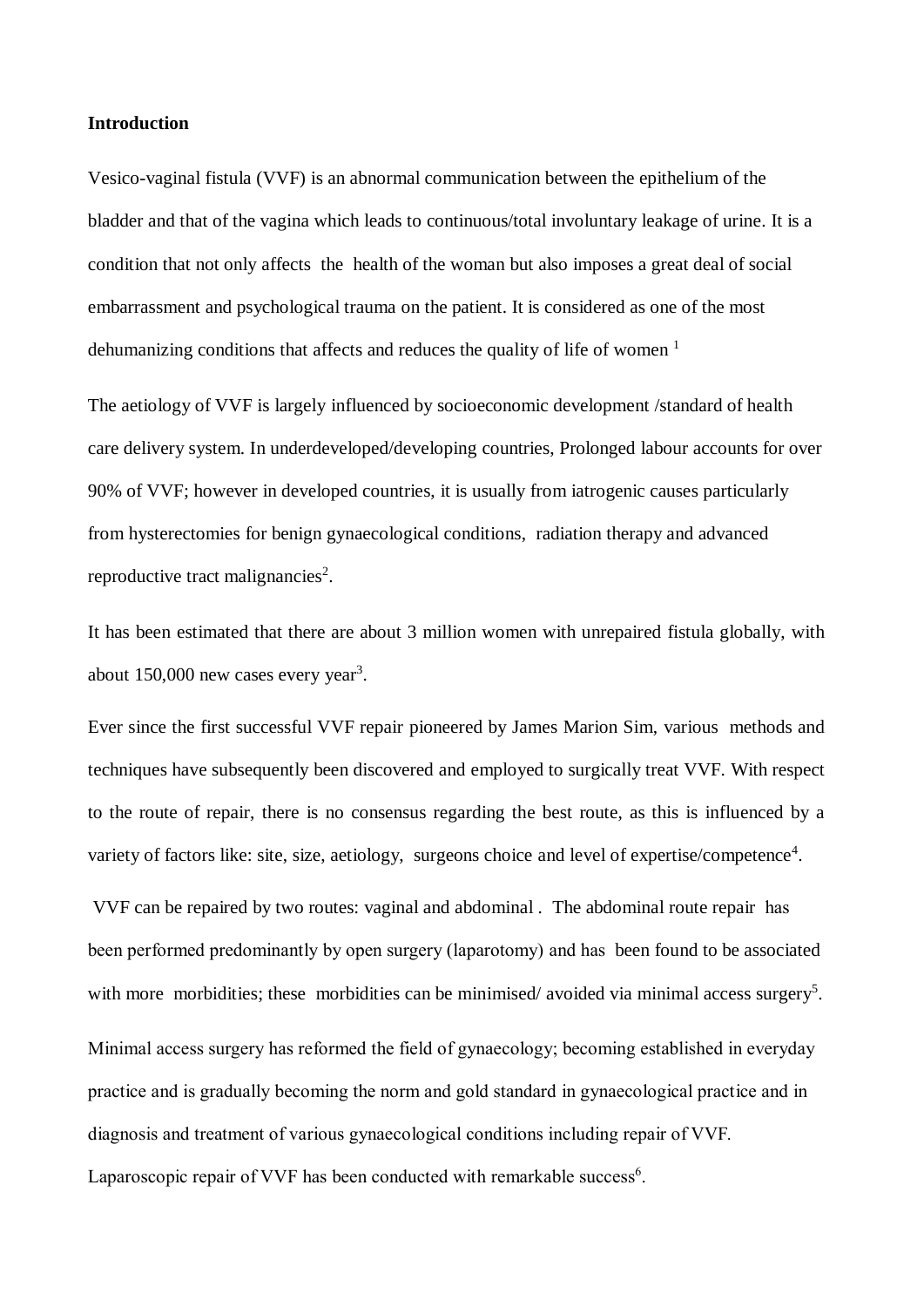**Introduction**

Vesico-vaginal fistula (VVF) is an abnormal communication between the epithelium of the bladder and that of the vagina which leads to continuous/total involuntary leakage of urine. It is a condition that not only affects the health of the woman but also imposes a great deal of social embarrassment and psychological trauma on the patient. It is considered as one of the most dehumanizing conditions that affects and reduces the quality of life of women [1]

The aetiology of VVF is largely influenced by socioeconomic development /standard of health care delivery system. In underdeveloped/developing countries, Prolonged labour accounts for over 90% of VVF; however in developed countries, it is usually from iatrogenic causes particularly from hysterectomies for benign gynaecological conditions, radiation therapy and advanced reproductive tract malignancies[2].

It has been estimated that there are about 3 million women with unrepaired fistula globally, with about 150,000 new cases every year[3].

Ever since the first successful VVF repair pioneered by James Marion Sim, various methods and techniques have subsequently been discovered and employed to surgically treat VVF. With respect to the route of repair, there is no consensus regarding the best route, as this is influenced by a variety of factors like: site, size, aetiology, surgeons choice and level of expertise/competence[4].

VVF can be repaired by two routes: vaginal and abdominal . The abdominal route repair has been performed predominantly by open surgery (laparotomy) and has been found to be associated with more morbidities; these morbidities can be minimised/ avoided via minimal access surgery[5].

Minimal access surgery has reformed the field of gynaecology; becoming established in everyday practice and is gradually becoming the norm and gold standard in gynaecological practice and in diagnosis and treatment of various gynaecological conditions including repair of VVF. Laparoscopic repair of VVF has been conducted with remarkable success[6].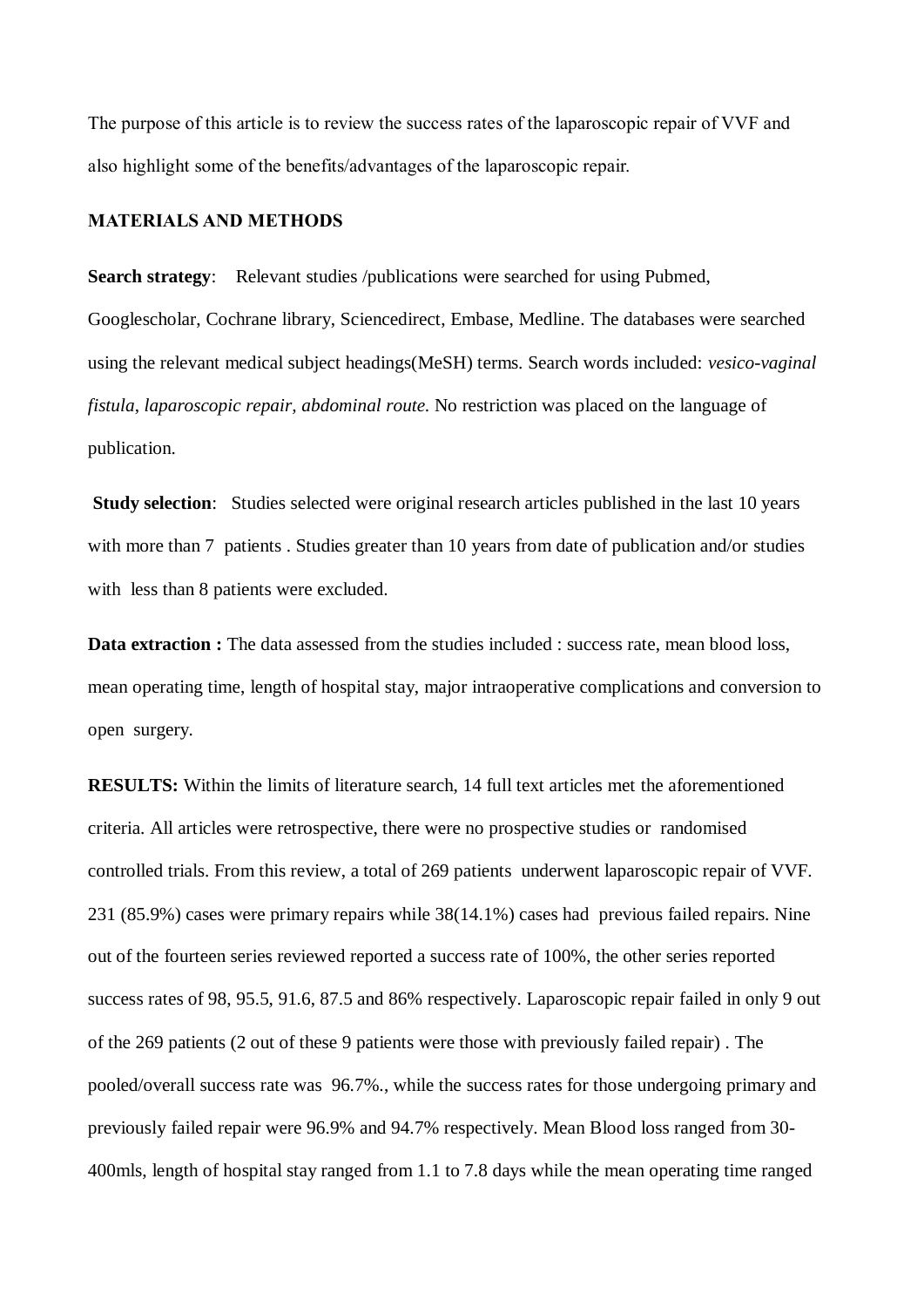The purpose of this article is to review the success rates of the laparoscopic repair of VVF and also highlight some of the benefits/advantages of the laparoscopic repair.

**MATERIALS AND METHODS**

**Search strategy**: Relevant studies /publications were searched for using Pubmed, Googlescholar, Cochrane library, Sciencedirect, Embase, Medline. The databases were searched using the relevant medical subject headings(MeSH) terms. Search words included: *vesico-vaginal fistula*, *laparoscopic repair, abdominal route.* No restriction was placed on the language of publication.

**Study selection**: Studies selected were original research articles published in the last 10 years with more than 7 patients . Studies greater than 10 years from date of publication and/or studies with less than 8 patients were excluded.

**Data extraction :** The data assessed from the studies included : success rate, mean blood loss, mean operating time, length of hospital stay, major intraoperative complications and conversion to open surgery.

**RESULTS:** Within the limits of literature search, 14 full text articles met the aforementioned criteria. All articles were retrospective, there were no prospective studies or randomised controlled trials. From this review, a total of 269 patients underwent laparoscopic repair of VVF. 231 (85.9%) cases were primary repairs while 38(14.1%) cases had previous failed repairs. Nine out of the fourteen series reviewed reported a success rate of 100%, the other series reported success rates of 98, 95.5, 91.6, 87.5 and 86% respectively. Laparoscopic repair failed in only 9 out of the 269 patients (2 out of these 9 patients were those with previously failed repair) . The pooled/overall success rate was 96.7%., while the success rates for those undergoing primary and previously failed repair were 96.9% and 94.7% respectively. Mean Blood loss ranged from 30-400mls, length of hospital stay ranged from 1.1 to 7.8 days while the mean operating time ranged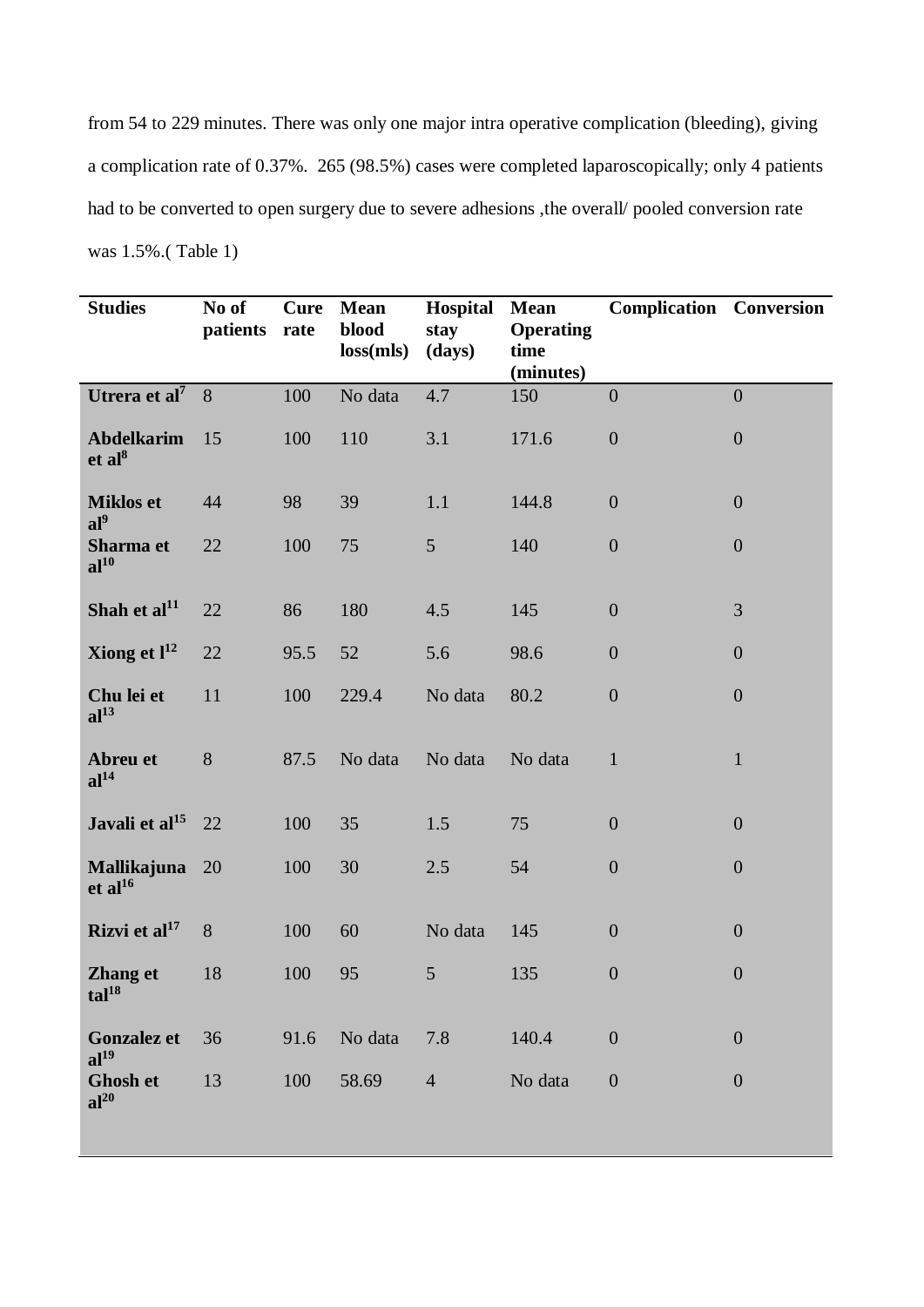from 54 to 229 minutes. There was only one major intra operative complication (bleeding), giving a complication rate of 0.37%. 265 (98.5%) cases were completed laparoscopically; only 4 patients had to be converted to open surgery due to severe adhesions ,the overall/ pooled conversion rate was 1.5%.( Table 1)

| Studies | No of patients | Cure rate | Mean blood loss(mls) | Hospital stay (days) | Mean Operating time (minutes) | Complication | Conversion |
|---|---|---|---|---|---|---|---|
| **Utrera et al[7]** | 8 | 100 | No data | 4.7 | 150 | 0 | 0 |
| **Abdelkarim et al[8]** | 15 | 100 | 110 | 3.1 | 171.6 | 0 | 0 |
| **Miklos et al[9]** | 44 | 98 | 39 | 1.1 | 144.8 | 0 | 0 |
| **Sharma et al[10]** | 22 | 100 | 75 | 5 | 140 | 0 | 0 |
| **Shah et al[11]** | 22 | 86 | 180 | 4.5 | 145 | 0 | 3 |
| **Xiong et l[12]** | 22 | 95.5 | 52 | 5.6 | 98.6 | 0 | 0 |
| **Chu lei et al[13]** | 11 | 100 | 229.4 | No data | 80.2 | 0 | 0 |
| **Abreu et al[14]** | 8 | 87.5 | No data | No data | No data | 1 | 1 |
| **Javali et al[15]** | 22 | 100 | 35 | 1.5 | 75 | 0 | 0 |
| **Mallikajuna et al[16]** | 20 | 100 | 30 | 2.5 | 54 | 0 | 0 |
| **Rizvi et al[17]** | 8 | 100 | 60 | No data | 145 | 0 | 0 |
| **Zhang et tal[18]** | 18 | 100 | 95 | 5 | 135 | 0 | 0 |
| **Gonzalez et al[19]** | 36 | 91.6 | No data | 7.8 | 140.4 | 0 | 0 |
| **Ghosh et al[20]** | 13 | 100 | 58.69 | 4 | No data | 0 | 0 |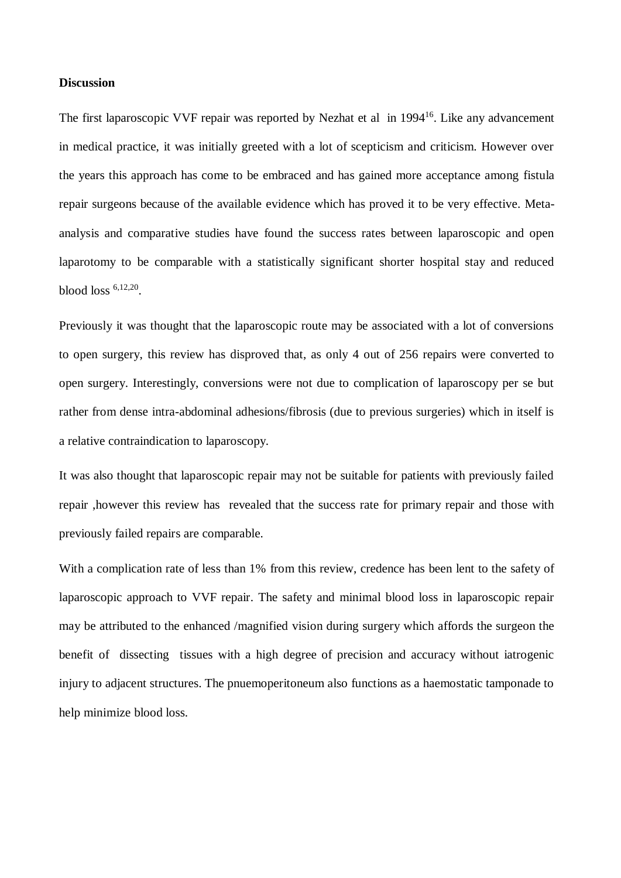**Discussion**

The first laparoscopic VVF repair was reported by Nezhat et al in 1994[16]. Like any advancement in medical practice, it was initially greeted with a lot of scepticism and criticism. However over the years this approach has come to be embraced and has gained more acceptance among fistula repair surgeons because of the available evidence which has proved it to be very effective. Meta-analysis and comparative studies have found the success rates between laparoscopic and open laparotomy to be comparable with a statistically significant shorter hospital stay and reduced blood loss [6,12,20].

Previously it was thought that the laparoscopic route may be associated with a lot of conversions to open surgery, this review has disproved that, as only 4 out of 256 repairs were converted to open surgery. Interestingly, conversions were not due to complication of laparoscopy per se but rather from dense intra-abdominal adhesions/fibrosis (due to previous surgeries) which in itself is a relative contraindication to laparoscopy.

It was also thought that laparoscopic repair may not be suitable for patients with previously failed repair ,however this review has revealed that the success rate for primary repair and those with previously failed repairs are comparable.

With a complication rate of less than 1% from this review, credence has been lent to the safety of laparoscopic approach to VVF repair. The safety and minimal blood loss in laparoscopic repair may be attributed to the enhanced /magnified vision during surgery which affords the surgeon the benefit of dissecting tissues with a high degree of precision and accuracy without iatrogenic injury to adjacent structures. The pnuemoperitoneum also functions as a haemostatic tamponade to help minimize blood loss.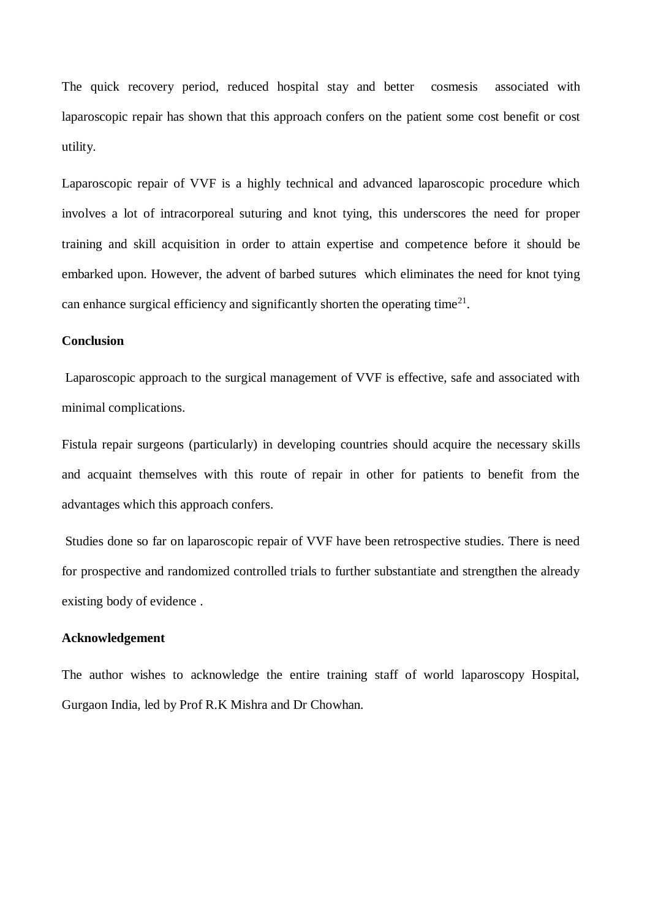The quick recovery period, reduced hospital stay and better cosmesis associated with laparoscopic repair has shown that this approach confers on the patient some cost benefit or cost utility.

Laparoscopic repair of VVF is a highly technical and advanced laparoscopic procedure which involves a lot of intracorporeal suturing and knot tying, this underscores the need for proper training and skill acquisition in order to attain expertise and competence before it should be embarked upon. However, the advent of barbed sutures which eliminates the need for knot tying can enhance surgical efficiency and significantly shorten the operating time[21].

**Conclusion**

Laparoscopic approach to the surgical management of VVF is effective, safe and associated with minimal complications.

Fistula repair surgeons (particularly) in developing countries should acquire the necessary skills and acquaint themselves with this route of repair in other for patients to benefit from the advantages which this approach confers.

Studies done so far on laparoscopic repair of VVF have been retrospective studies. There is need for prospective and randomized controlled trials to further substantiate and strengthen the already existing body of evidence .

**Acknowledgement**

The author wishes to acknowledge the entire training staff of world laparoscopy Hospital, Gurgaon India, led by Prof R.K Mishra and Dr Chowhan.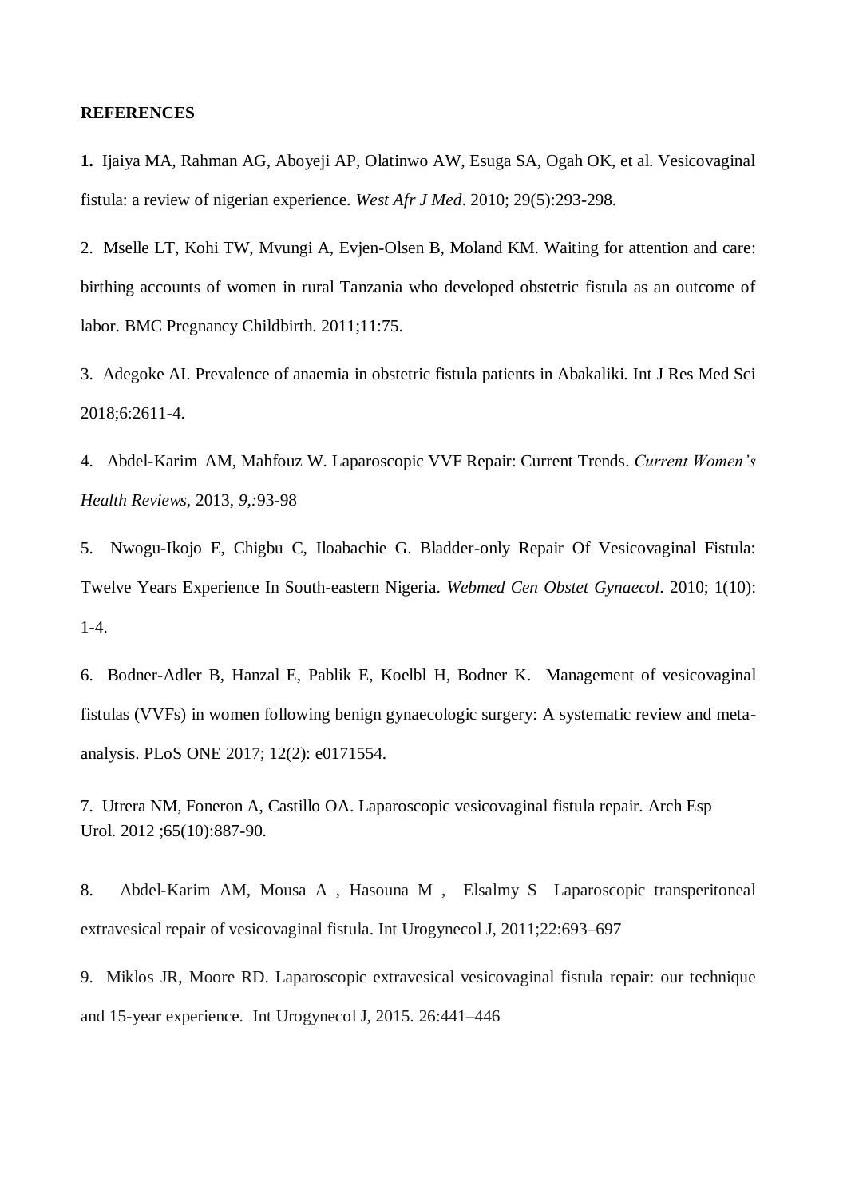**REFERENCES**

**1.** Ijaiya MA, Rahman AG, Aboyeji AP, Olatinwo AW, Esuga SA, Ogah OK, et al. Vesicovaginal fistula: a review of nigerian experience. *West Afr J Med*. 2010; 29(5):293-298.

2. Mselle LT, Kohi TW, Mvungi A, Evjen-Olsen B, Moland KM. Waiting for attention and care: birthing accounts of women in rural Tanzania who developed obstetric fistula as an outcome of labor. BMC Pregnancy Childbirth. 2011;11:75.

3. Adegoke AI. Prevalence of anaemia in obstetric fistula patients in Abakaliki. Int J Res Med Sci 2018;6:2611-4.

4. Abdel-Karim AM, Mahfouz W. Laparoscopic VVF Repair: Current Trends. *Current Women's Health Reviews*, 2013, *9,*:93-98

5. Nwogu-Ikojo E, Chigbu C, Iloabachie G. Bladder-only Repair Of Vesicovaginal Fistula: Twelve Years Experience In South-eastern Nigeria. *Webmed Cen Obstet Gynaecol*. 2010; 1(10): 1-4.

6. Bodner-Adler B, Hanzal E, Pablik E, Koelbl H, Bodner K. Management of vesicovaginal fistulas (VVFs) in women following benign gynaecologic surgery: A systematic review and meta-analysis. PLoS ONE 2017; 12(2): e0171554.

7. Utrera NM, Foneron A, Castillo OA. Laparoscopic vesicovaginal fistula repair. Arch Esp Urol. 2012 ;65(10):887-90.

8. Abdel-Karim AM, Mousa A , Hasouna M , Elsalmy S Laparoscopic transperitoneal extravesical repair of vesicovaginal fistula. Int Urogynecol J, 2011;22:693–697

9. Miklos JR, Moore RD. Laparoscopic extravesical vesicovaginal fistula repair: our technique and 15-year experience. Int Urogynecol J, 2015. 26:441–446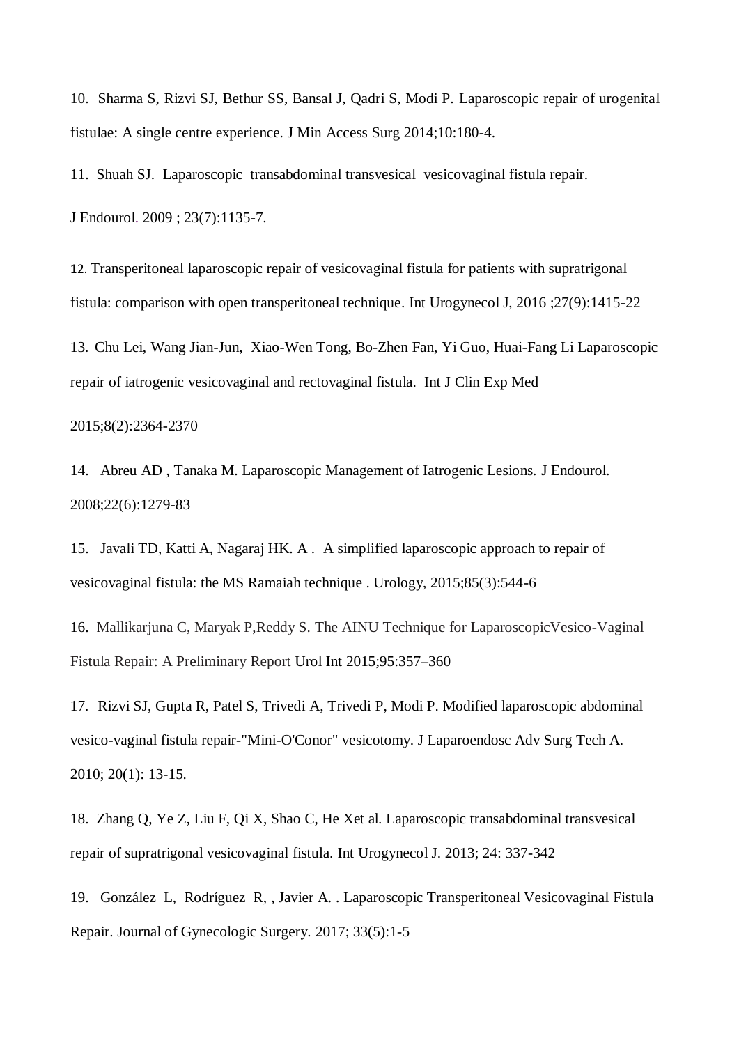10. Sharma S, Rizvi SJ, Bethur SS, Bansal J, Qadri S, Modi P. Laparoscopic repair of urogenital fistulae: A single centre experience. J Min Access Surg 2014;10:180-4.

11. Shuah SJ. Laparoscopic transabdominal transvesical vesicovaginal fistula repair. J Endourol. 2009 ; 23(7):1135-7.

12. Transperitoneal laparoscopic repair of vesicovaginal fistula for patients with supratrigonal fistula: comparison with open transperitoneal technique. Int Urogynecol J, 2016 ;27(9):1415-22

13. Chu Lei, Wang Jian-Jun, Xiao-Wen Tong, Bo-Zhen Fan, Yi Guo, Huai-Fang Li Laparoscopic repair of iatrogenic vesicovaginal and rectovaginal fistula. Int J Clin Exp Med 2015;8(2):2364-2370

14. Abreu AD , Tanaka M. Laparoscopic Management of Iatrogenic Lesions. J Endourol. 2008;22(6):1279-83

15. Javali TD, Katti A, Nagaraj HK. A . A simplified laparoscopic approach to repair of vesicovaginal fistula: the MS Ramaiah technique . Urology, 2015;85(3):544-6

16. Mallikarjuna C, Maryak P,Reddy S. The AINU Technique for LaparoscopicVesico-Vaginal Fistula Repair: A Preliminary Report Urol Int 2015;95:357–360

17. Rizvi SJ, Gupta R, Patel S, Trivedi A, Trivedi P, Modi P. Modified laparoscopic abdominal vesico-vaginal fistula repair-"Mini-O'Conor" vesicotomy. J Laparoendosc Adv Surg Tech A. 2010; 20(1): 13-15.

18. Zhang Q, Ye Z, Liu F, Qi X, Shao C, He Xet al. Laparoscopic transabdominal transvesical repair of supratrigonal vesicovaginal fistula. Int Urogynecol J. 2013; 24: 337-342

19. González L, Rodríguez R, , Javier A. . Laparoscopic Transperitoneal Vesicovaginal Fistula Repair. Journal of Gynecologic Surgery. 2017; 33(5):1-5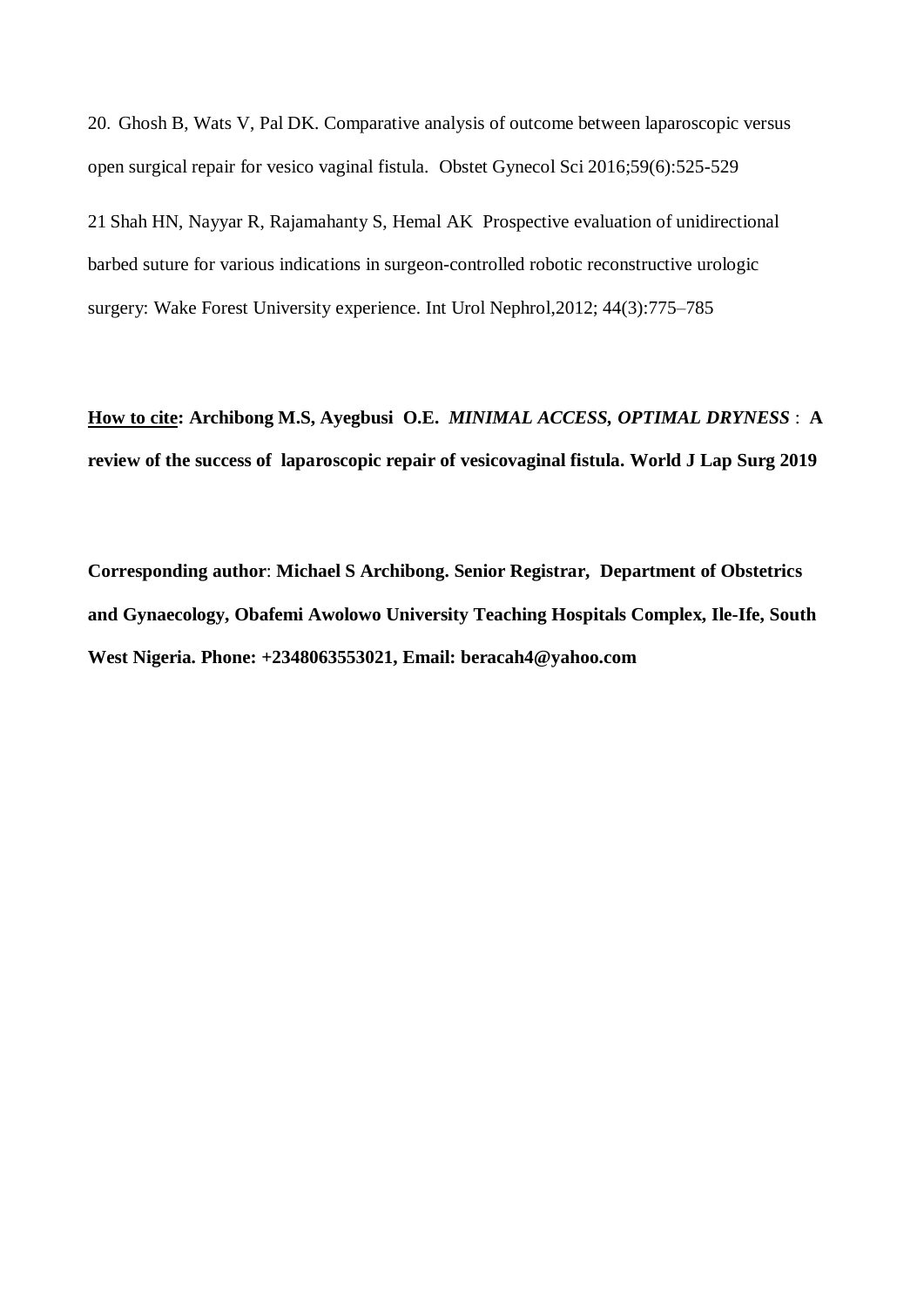20. Ghosh B, Wats V, Pal DK. Comparative analysis of outcome between laparoscopic versus open surgical repair for vesico vaginal fistula. Obstet Gynecol Sci 2016;59(6):525-529

21 Shah HN, Nayyar R, Rajamahanty S, Hemal AK Prospective evaluation of unidirectional barbed suture for various indications in surgeon-controlled robotic reconstructive urologic surgery: Wake Forest University experience. Int Urol Nephrol,2012; 44(3):775–785

**How to cite: Archibong M.S, Ayegbusi O.E.** ***MINIMAL ACCESS, OPTIMAL DRYNESS*** : **A review of the success of laparoscopic repair of vesicovaginal fistula. World J Lap Surg 2019**

**Corresponding author**: **Michael S Archibong. Senior Registrar, Department of Obstetrics and Gynaecology, Obafemi Awolowo University Teaching Hospitals Complex, Ile-Ife, South West Nigeria. Phone: +2348063553021, Email: beracah4@yahoo.com**